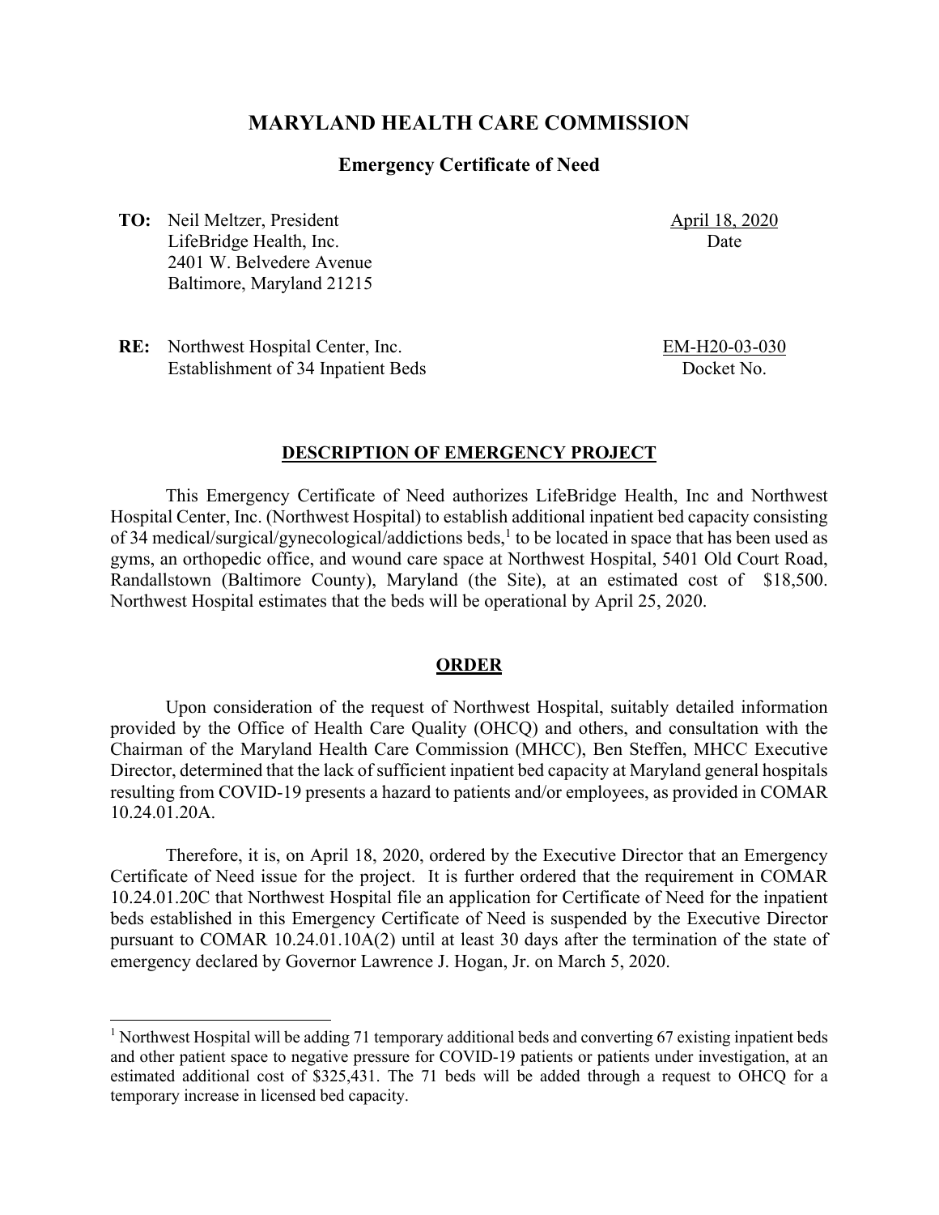# MARYLAND HEALTH CARE COMMISSION

## Emergency Certificate of Need

**TO:** Neil Meltzer, President
LifeBridge Health, Inc.
2401 W. Belvedere Avenue
Baltimore, Maryland 21215

April 18, 2020
Date

**RE:** Northwest Hospital Center, Inc.
Establishment of 34 Inpatient Beds

EM-H20-03-030
Docket No.

### DESCRIPTION OF EMERGENCY PROJECT

This Emergency Certificate of Need authorizes LifeBridge Health, Inc and Northwest Hospital Center, Inc. (Northwest Hospital) to establish additional inpatient bed capacity consisting of 34 medical/surgical/gynecological/addictions beds,[1] to be located in space that has been used as gyms, an orthopedic office, and wound care space at Northwest Hospital, 5401 Old Court Road, Randallstown (Baltimore County), Maryland (the Site), at an estimated cost of $18,500. Northwest Hospital estimates that the beds will be operational by April 25, 2020.

### ORDER

Upon consideration of the request of Northwest Hospital, suitably detailed information provided by the Office of Health Care Quality (OHCQ) and others, and consultation with the Chairman of the Maryland Health Care Commission (MHCC), Ben Steffen, MHCC Executive Director, determined that the lack of sufficient inpatient bed capacity at Maryland general hospitals resulting from COVID-19 presents a hazard to patients and/or employees, as provided in COMAR 10.24.01.20A.

Therefore, it is, on April 18, 2020, ordered by the Executive Director that an Emergency Certificate of Need issue for the project. It is further ordered that the requirement in COMAR 10.24.01.20C that Northwest Hospital file an application for Certificate of Need for the inpatient beds established in this Emergency Certificate of Need is suspended by the Executive Director pursuant to COMAR 10.24.01.10A(2) until at least 30 days after the termination of the state of emergency declared by Governor Lawrence J. Hogan, Jr. on March 5, 2020.

---

[1] Northwest Hospital will be adding 71 temporary additional beds and converting 67 existing inpatient beds and other patient space to negative pressure for COVID-19 patients or patients under investigation, at an estimated additional cost of $325,431. The 71 beds will be added through a request to OHCQ for a temporary increase in licensed bed capacity.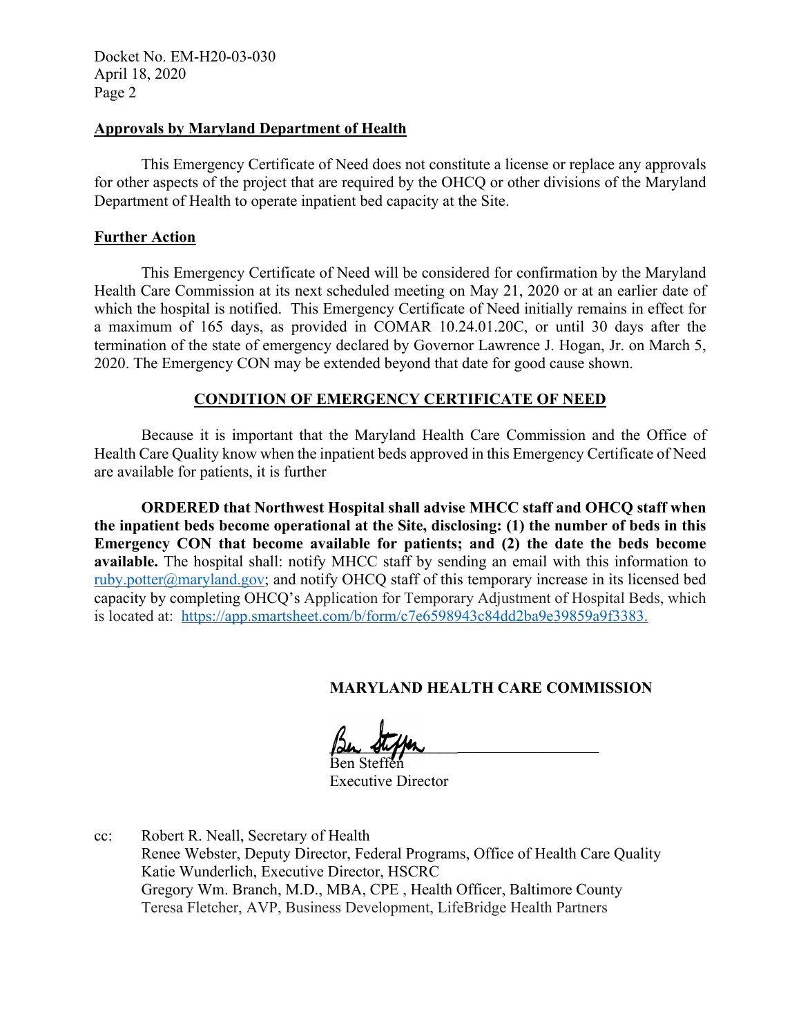Docket No. EM-H20-03-030
April 18, 2020

**Approvals by Maryland Department of Health**

This Emergency Certificate of Need does not constitute a license or replace any approvals for other aspects of the project that are required by the OHCQ or other divisions of the Maryland Department of Health to operate inpatient bed capacity at the Site.

**Further Action**

This Emergency Certificate of Need will be considered for confirmation by the Maryland Health Care Commission at its next scheduled meeting on May 21, 2020 or at an earlier date of which the hospital is notified. This Emergency Certificate of Need initially remains in effect for a maximum of 165 days, as provided in COMAR 10.24.01.20C, or until 30 days after the termination of the state of emergency declared by Governor Lawrence J. Hogan, Jr. on March 5, 2020. The Emergency CON may be extended beyond that date for good cause shown.

**CONDITION OF EMERGENCY CERTIFICATE OF NEED**

Because it is important that the Maryland Health Care Commission and the Office of Health Care Quality know when the inpatient beds approved in this Emergency Certificate of Need are available for patients, it is further

**ORDERED that Northwest Hospital shall advise MHCC staff and OHCQ staff when the inpatient beds become operational at the Site, disclosing: (1) the number of beds in this Emergency CON that become available for patients; and (2) the date the beds become available.** The hospital shall: notify MHCC staff by sending an email with this information to ruby.potter@maryland.gov; and notify OHCQ staff of this temporary increase in its licensed bed capacity by completing OHCQ's Application for Temporary Adjustment of Hospital Beds, which is located at: https://app.smartsheet.com/b/form/c7e6598943c84dd2ba9e39859a9f3383.

**MARYLAND HEALTH CARE COMMISSION**

Ben Steffen
Executive Director

cc: Robert R. Neall, Secretary of Health
Renee Webster, Deputy Director, Federal Programs, Office of Health Care Quality
Katie Wunderlich, Executive Director, HSCRC
Gregory Wm. Branch, M.D., MBA, CPE , Health Officer, Baltimore County
Teresa Fletcher, AVP, Business Development, LifeBridge Health Partners